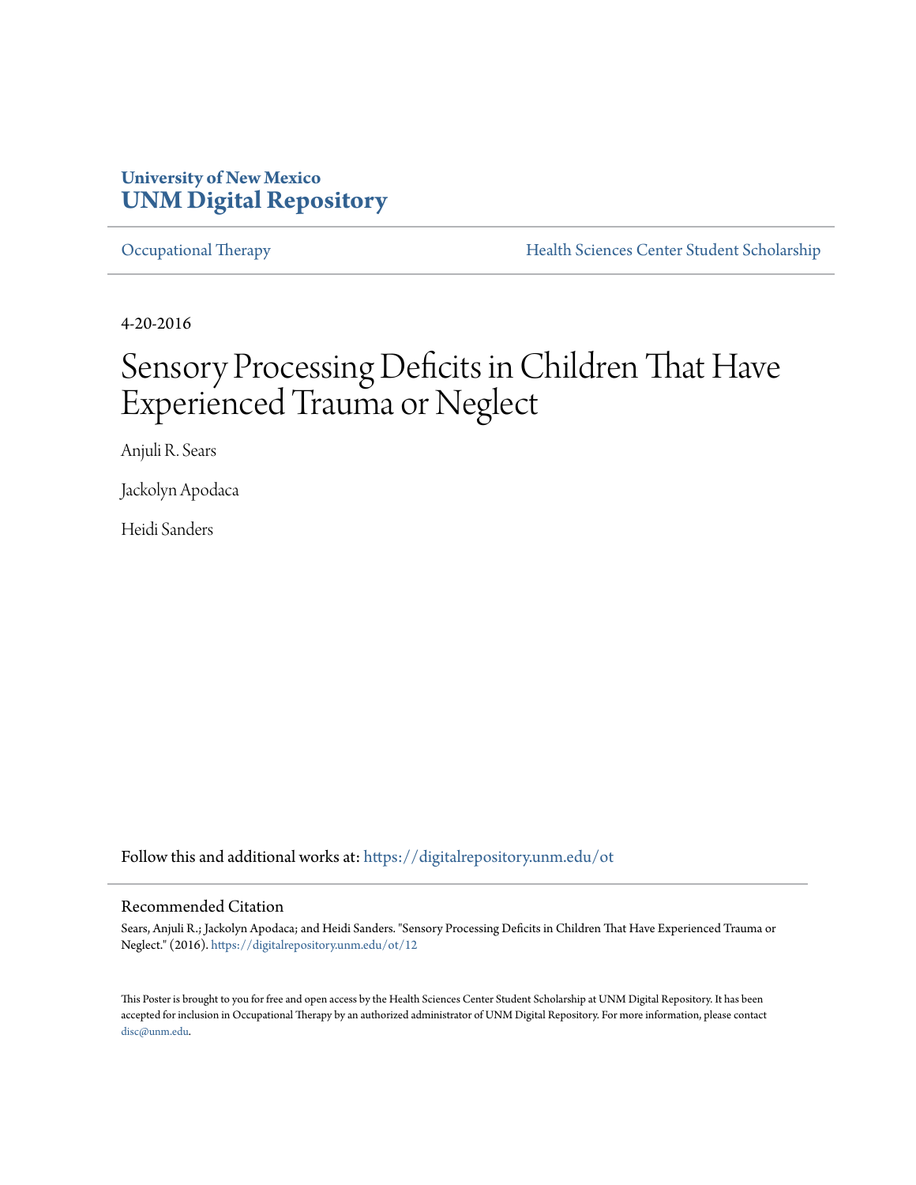University of New Mexico

# UNM Digital Repository

Occupational Therapy | Health Sciences Center Student Scholarship

4-20-2016

# Sensory Processing Deficits in Children That Have Experienced Trauma or Neglect

Anjuli R. Sears

Jackolyn Apodaca

Heidi Sanders

Follow this and additional works at: https://digitalrepository.unm.edu/ot

## Recommended Citation

Sears, Anjuli R.; Jackolyn Apodaca; and Heidi Sanders. "Sensory Processing Deficits in Children That Have Experienced Trauma or Neglect." (2016). https://digitalrepository.unm.edu/ot/12

This Poster is brought to you for free and open access by the Health Sciences Center Student Scholarship at UNM Digital Repository. It has been accepted for inclusion in Occupational Therapy by an authorized administrator of UNM Digital Repository. For more information, please contact disc@unm.edu.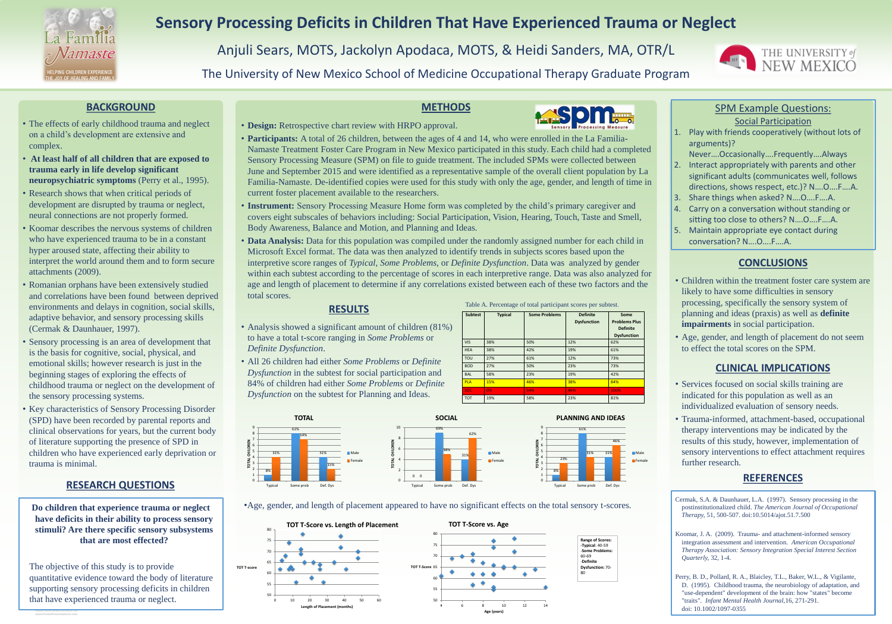# Sensory Processing Deficits in Children That Have Experienced Trauma or Neglect

Anjuli Sears, MOTS, Jackolyn Apodaca, MOTS, & Heidi Sanders, MA, OTR/L

The University of New Mexico School of Medicine Occupational Therapy Graduate Program

La Familia -Namaste HELPING CHILDREN EXPERIENCE THE JOY OF HEALING AND FAMILY

THE UNIVERSITY of NEW MEXICO

## BACKGROUND

- The effects of early childhood trauma and neglect on a child's development are extensive and complex.
- **At least half of all children that are exposed to trauma early in life develop significant neuropsychiatric symptoms** (Perry et al., 1995).
- Research shows that when critical periods of development are disrupted by trauma or neglect, neural connections are not properly formed.
- Koomar describes the nervous systems of children who have experienced trauma to be in a constant hyper aroused state, affecting their ability to interpret the world around them and to form secure attachments (2009).
- Romanian orphans have been extensively studied and correlations have been found between deprived environments and delays in cognition, social skills, adaptive behavior, and sensory processing skills (Cermak & Daunhauer, 1997).
- Sensory processing is an area of development that is the basis for cognitive, social, physical, and emotional skills; however research is just in the beginning stages of exploring the effects of childhood trauma or neglect on the development of the sensory processing systems.
- Key characteristics of Sensory Processing Disorder (SPD) have been recorded by parental reports and clinical observations for years, but the current body of literature supporting the presence of SPD in children who have experienced early deprivation or trauma is minimal.

## RESEARCH QUESTIONS

**Do children that experience trauma or neglect have deficits in their ability to process sensory stimuli? Are there specific sensory subsystems that are most effected?**

The objective of this study is to provide quantitative evidence toward the body of literature supporting sensory processing deficits in children that have experienced trauma or neglect.

## METHODS

- **Design:** Retrospective chart review with HRPO approval.
- **Participants:** A total of 26 children, between the ages of 4 and 14, who were enrolled in the La Familia-Namaste Treatment Foster Care Program in New Mexico participated in this study. Each child had a completed Sensory Processing Measure (SPM) on file to guide treatment. The included SPMs were collected between June and September 2015 and were identified as a representative sample of the overall client population by La Familia-Namaste. De-identified copies were used for this study with only the age, gender, and length of time in current foster placement available to the researchers.
- **Instrument:** Sensory Processing Measure Home form was completed by the child's primary caregiver and covers eight subscales of behaviors including: Social Participation, Vision, Hearing, Touch, Taste and Smell, Body Awareness, Balance and Motion, and Planning and Ideas.
- **Data Analysis:** Data for this population was compiled under the randomly assigned number for each child in Microsoft Excel format. The data was then analyzed to identify trends in subjects scores based upon the interpretive score ranges of *Typical*, *Some Problems*, or *Definite Dysfunction*. Data was analyzed by gender within each subtest according to the percentage of scores in each interpretive range. Data was also analyzed for age and length of placement to determine if any correlations existed between each of these two factors and the total scores.

## RESULTS

- Analysis showed a significant amount of children (81%) to have a total t-score ranging in *Some Problems* or *Definite Dysfunction*.
- All 26 children had either *Some Problems* or *Definite Dysfunction* in the subtest for social participation and 84% of children had either *Some Problems* or *Definite Dysfunction* on the subtest for Planning and Ideas.

Table A. Percentage of total participant scores per subtest.

| Subtest | Typical | Some Problems | Definite Dysfunction | Some Problems Plus Definite Dysfunction |
|---|---|---|---|---|
| VIS | 38% | 50% | 12% | 62% |
| HEA | 38% | 42% | 19% | 61% |
| TOU | 27% | 61% | 12% | 73% |
| BOD | 27% | 50% | 23% | 73% |
| BAL | 58% | 23% | 19% | 42% |
| PLA | 15% | 46% | 38% | 84% |
| SOC | 0% | 54% | 46% | 100% |
| TOT | 19% | 58% | 23% | 81% |

**TOTAL**

TOTAL CHILDREN; Male; Female; Typical; Some prob; Def. Dys; 8%; 31%; 61%; 54%; 31%; 15%

**SOCIAL**

TOTAL CHILDREN; Male; Female; Typical; Some prob; Def. Dys; 0; 0; 69%; 38%; 31%; 62%

**PLANNING AND IDEAS**

TOTAL CHILDREN; Male; Female; Typical; Some prob; Def. Dys; 8%; 23%; 61%; 31%; 31%; 46%

- Age, gender, and length of placement appeared to have no significant effects on the total sensory t-scores.

**TOT T-Score vs. Length of Placement**

TOT T-score; Length of Placement (months)

**TOT T-Score vs. Age**

TOT T-Score; Age (years)

Range of Scores:
-Typical: 40-59
-Some Problems: 60-69
-Definite Dysfunction: 70-80

## SPM Example Questions:

Social Participation

1. Play with friends cooperatively (without lots of arguments)? Never….Occasionally….Frequently….Always
2. Interact appropriately with parents and other significant adults (communicates well, follows directions, shows respect, etc.)? N….O….F….A.
3. Share things when asked? N….O….F….A.
4. Carry on a conversation without standing or sitting too close to others? N….O….F….A.
5. Maintain appropriate eye contact during conversation? N….O….F….A.

## CONCLUSIONS

- Children within the treatment foster care system are likely to have some difficulties in sensory processing, specifically the sensory system of planning and ideas (praxis) as well as **definite impairments** in social participation.
- Age, gender, and length of placement do not seem to effect the total scores on the SPM.

## CLINICAL IMPLICATIONS

- Services focused on social skills training are indicated for this population as well as an individualized evaluation of sensory needs.
- Trauma-informed, attachment-based, occupational therapy interventions may be indicated by the results of this study, however, implementation of sensory interventions to effect attachment requires further research.

## REFERENCES

Cermak, S.A. & Daunhauer, L.A. (1997). Sensory processing in the postinstitutionalized child. *The American Journal of Occupational Therapy*, 51, 500-507. doi:10.5014/ajot.51.7.500

Koomar, J. A. (2009). Trauma- and attachment-informed sensory integration assessment and intervention. *American Occupational Therapy Association: Sensory Integration Special Interest Section Quarterly*, 32, 1-4.

Perry, B. D., Pollard, R. A., Blaicley, T.L., Baker, W.L., & Vigilante, D. (1995). Childhood trauma, the neurobiology of adaptation, and "use-dependent" development of the brain: how "states" become "traits". *Infant Mental Health Journal*,16, 271-291. doi: 10.1002/1097-0355